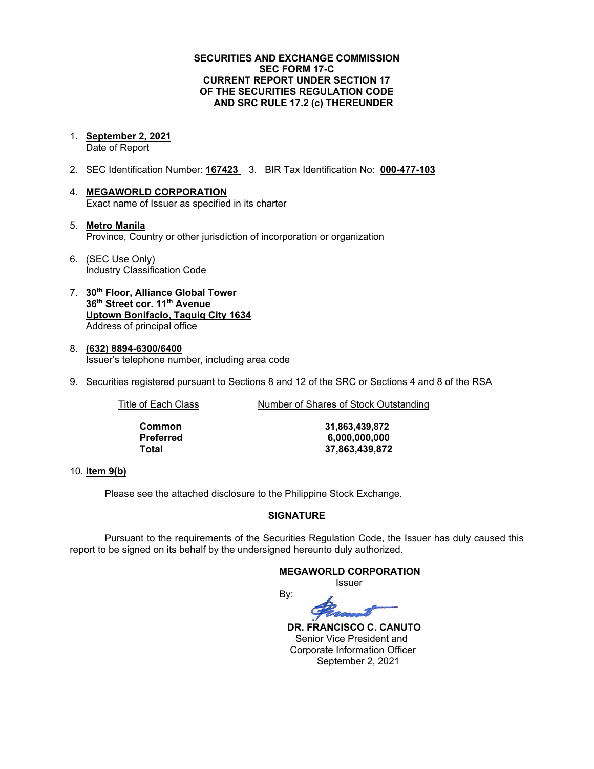**SECURITIES AND EXCHANGE COMMISSION**
**SEC FORM 17-C**
**CURRENT REPORT UNDER SECTION 17**
**OF THE SECURITIES REGULATION CODE**
**AND SRC RULE 17.2 (c) THEREUNDER**

1. **September 2, 2021**
   Date of Report

2. SEC Identification Number: **167423** 3. BIR Tax Identification No: **000-477-103**

4. **MEGAWORLD CORPORATION**
   Exact name of Issuer as specified in its charter

5. **Metro Manila**
   Province, Country or other jurisdiction of incorporation or organization

6. (SEC Use Only)
   Industry Classification Code

7. **30th Floor, Alliance Global Tower**
   **36th Street cor. 11th Avenue**
   **Uptown Bonifacio, Taguig City 1634**
   Address of principal office

8. **(632) 8894-6300/6400**
   Issuer's telephone number, including area code

9. Securities registered pursuant to Sections 8 and 12 of the SRC or Sections 4 and 8 of the RSA

| Title of Each Class | Number of Shares of Stock Outstanding |
|---|---|
| **Common** | **31,863,439,872** |
| **Preferred** | **6,000,000,000** |
| **Total** | **37,863,439,872** |

10. **Item 9(b)**

Please see the attached disclosure to the Philippine Stock Exchange.

**SIGNATURE**

Pursuant to the requirements of the Securities Regulation Code, the Issuer has duly caused this report to be signed on its behalf by the undersigned hereunto duly authorized.

**MEGAWORLD CORPORATION**
Issuer

By:

**DR. FRANCISCO C. CANUTO**
Senior Vice President and
Corporate Information Officer
September 2, 2021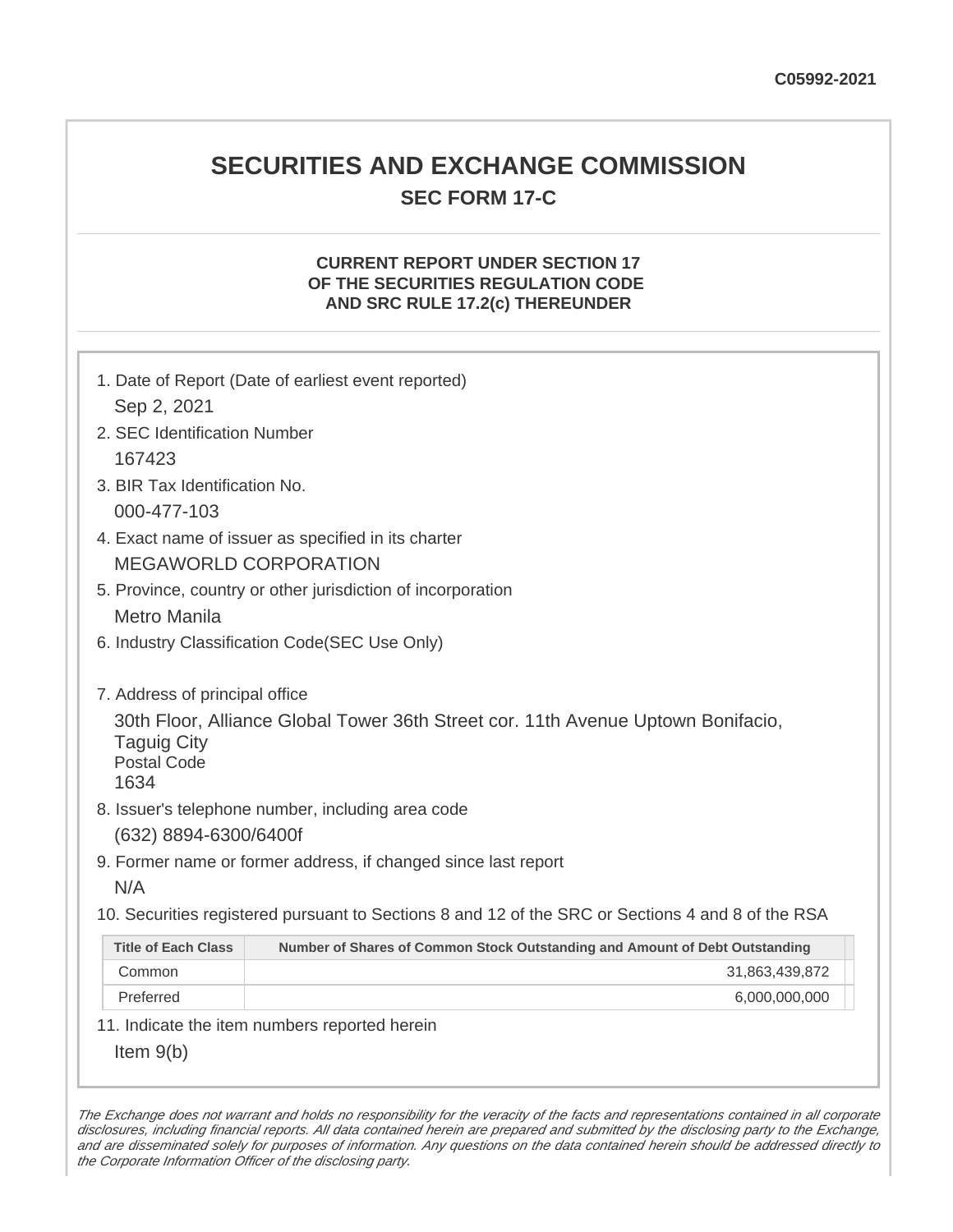C05992-2021

# SECURITIES AND EXCHANGE COMMISSION

## SEC FORM 17-C

### CURRENT REPORT UNDER SECTION 17 OF THE SECURITIES REGULATION CODE AND SRC RULE 17.2(c) THEREUNDER

1. Date of Report (Date of earliest event reported)

   Sep 2, 2021

2. SEC Identification Number

   167423

3. BIR Tax Identification No.

   000-477-103

4. Exact name of issuer as specified in its charter

   MEGAWORLD CORPORATION

5. Province, country or other jurisdiction of incorporation

   Metro Manila

6. Industry Classification Code(SEC Use Only)

7. Address of principal office

   30th Floor, Alliance Global Tower 36th Street cor. 11th Avenue Uptown Bonifacio, Taguig City
   Postal Code
   1634

8. Issuer's telephone number, including area code

   (632) 8894-6300/6400f

9. Former name or former address, if changed since last report

   N/A

10. Securities registered pursuant to Sections 8 and 12 of the SRC or Sections 4 and 8 of the RSA

| Title of Each Class | Number of Shares of Common Stock Outstanding and Amount of Debt Outstanding |
|---|---|
| Common | 31,863,439,872 |
| Preferred | 6,000,000,000 |

11. Indicate the item numbers reported herein

    Item 9(b)

*The Exchange does not warrant and holds no responsibility for the veracity of the facts and representations contained in all corporate disclosures, including financial reports. All data contained herein are prepared and submitted by the disclosing party to the Exchange, and are disseminated solely for purposes of information. Any questions on the data contained herein should be addressed directly to the Corporate Information Officer of the disclosing party.*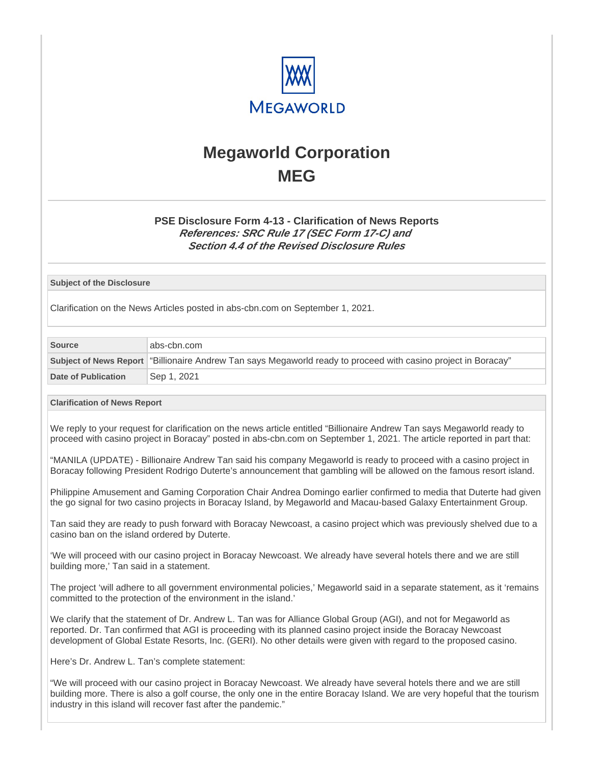# Megaworld Corporation

## MEG

### PSE Disclosure Form 4-13 - Clarification of News Reports

***References: SRC Rule 17 (SEC Form 17-C) and Section 4.4 of the Revised Disclosure Rules***

**Subject of the Disclosure**

Clarification on the News Articles posted in abs-cbn.com on September 1, 2021.

| | |
|---|---|
| **Source** | abs-cbn.com |
| **Subject of News Report** | "Billionaire Andrew Tan says Megaworld ready to proceed with casino project in Boracay" |
| **Date of Publication** | Sep 1, 2021 |

**Clarification of News Report**

We reply to your request for clarification on the news article entitled "Billionaire Andrew Tan says Megaworld ready to proceed with casino project in Boracay" posted in abs-cbn.com on September 1, 2021. The article reported in part that:

"MANILA (UPDATE) - Billionaire Andrew Tan said his company Megaworld is ready to proceed with a casino project in Boracay following President Rodrigo Duterte's announcement that gambling will be allowed on the famous resort island.

Philippine Amusement and Gaming Corporation Chair Andrea Domingo earlier confirmed to media that Duterte had given the go signal for two casino projects in Boracay Island, by Megaworld and Macau-based Galaxy Entertainment Group.

Tan said they are ready to push forward with Boracay Newcoast, a casino project which was previously shelved due to a casino ban on the island ordered by Duterte.

'We will proceed with our casino project in Boracay Newcoast. We already have several hotels there and we are still building more,' Tan said in a statement.

The project 'will adhere to all government environmental policies,' Megaworld said in a separate statement, as it 'remains committed to the protection of the environment in the island.'

We clarify that the statement of Dr. Andrew L. Tan was for Alliance Global Group (AGI), and not for Megaworld as reported. Dr. Tan confirmed that AGI is proceeding with its planned casino project inside the Boracay Newcoast development of Global Estate Resorts, Inc. (GERI). No other details were given with regard to the proposed casino.

Here's Dr. Andrew L. Tan's complete statement:

"We will proceed with our casino project in Boracay Newcoast. We already have several hotels there and we are still building more. There is also a golf course, the only one in the entire Boracay Island. We are very hopeful that the tourism industry in this island will recover fast after the pandemic."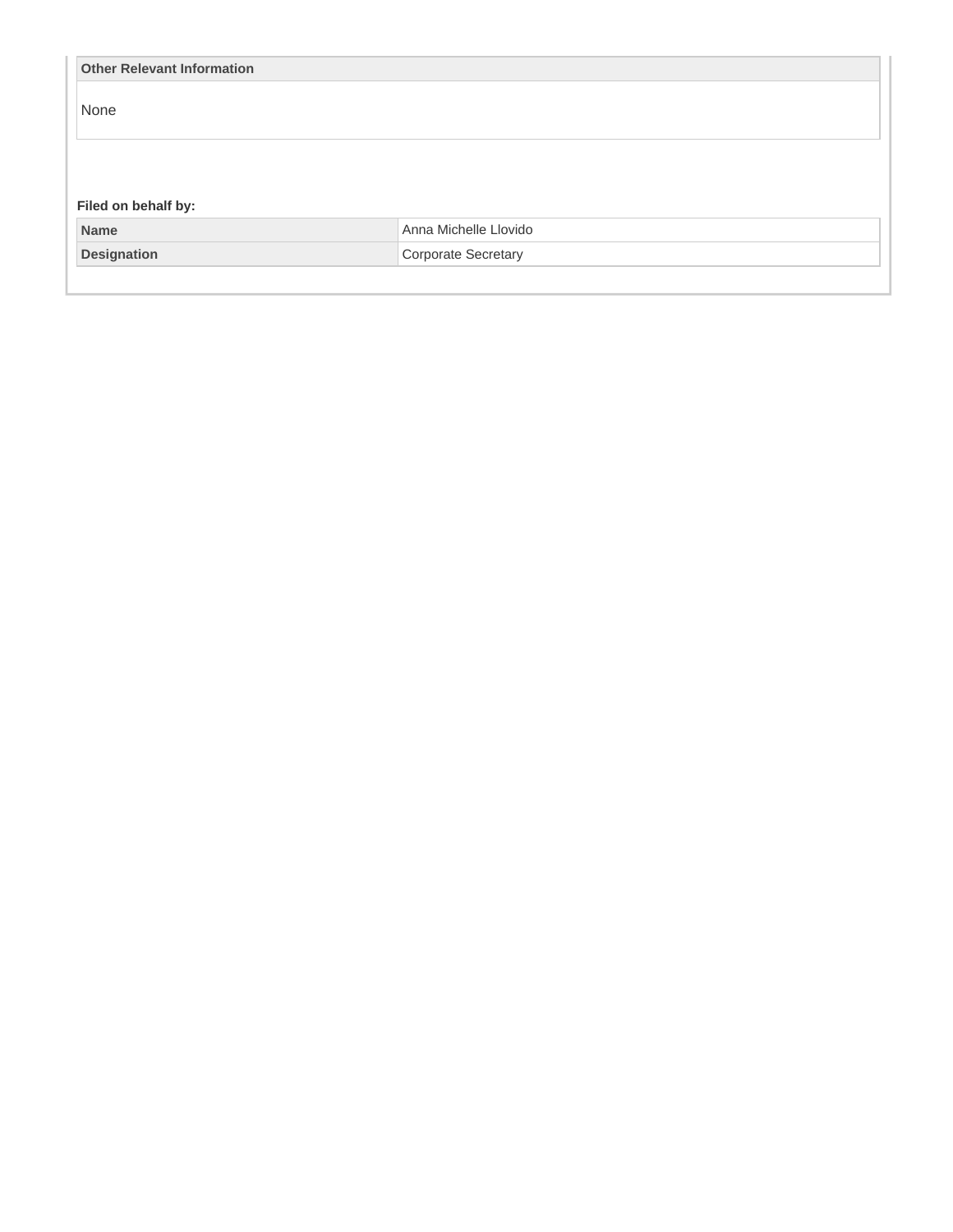| Other Relevant Information |
|---|
| None |

**Filed on behalf by:**

| | |
|---|---|
| **Name** | Anna Michelle Llovido |
| **Designation** | Corporate Secretary |